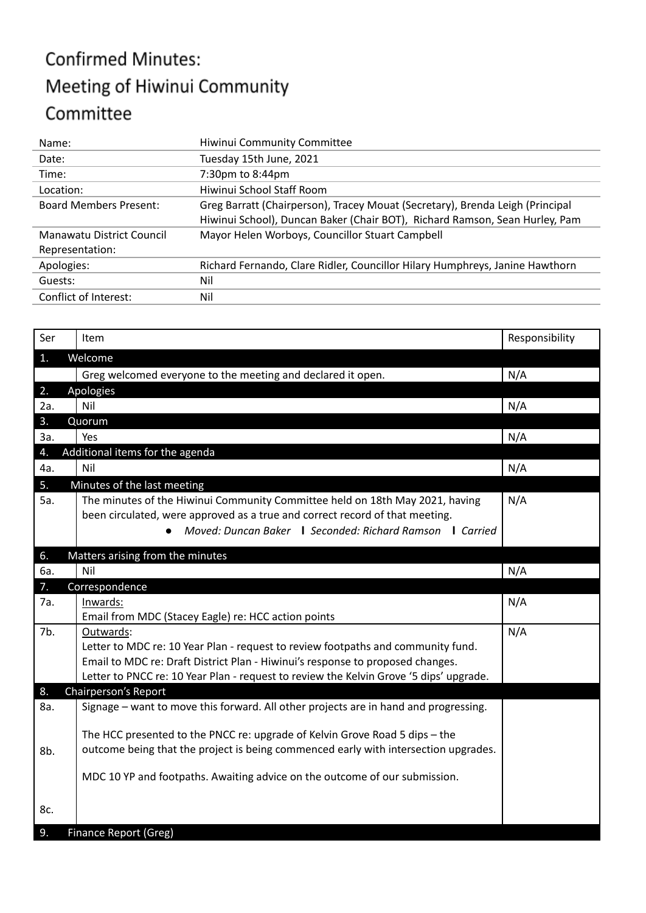# Confirmed Minutes:
# Meeting of Hiwinui Community Committee

| | |
|---|---|
| Name: | Hiwinui Community Committee |
| Date: | Tuesday 15th June, 2021 |
| Time: | 7:30pm to 8:44pm |
| Location: | Hiwinui School Staff Room |
| Board Members Present: | Greg Barratt (Chairperson), Tracey Mouat (Secretary), Brenda Leigh (Principal Hiwinui School), Duncan Baker (Chair BOT), Richard Ramson, Sean Hurley, Pam |
| Manawatu District Council Representation: | Mayor Helen Worboys, Councillor Stuart Campbell |
| Apologies: | Richard Fernando, Clare Ridler, Councillor Hilary Humphreys, Janine Hawthorn |
| Guests: | Nil |
| Conflict of Interest: | Nil |

| Ser | Item | Responsibility |
|---|---|---|
| **1.** | **Welcome** | |
| | Greg welcomed everyone to the meeting and declared it open. | N/A |
| **2.** | **Apologies** | |
| 2a. | Nil | N/A |
| **3.** | **Quorum** | |
| 3a. | Yes | N/A |
| **4.** | **Additional items for the agenda** | |
| 4a. | Nil | N/A |
| **5.** | **Minutes of the last meeting** | |
| 5a. | The minutes of the Hiwinui Community Committee held on 18th May 2021, having been circulated, were approved as a true and correct record of that meeting.<br>• *Moved: Duncan Baker* **I** *Seconded: Richard Ramson* **I** *Carried* | N/A |
| **6.** | **Matters arising from the minutes** | |
| 6a. | Nil | N/A |
| **7.** | **Correspondence** | |
| 7a. | Inwards:<br>Email from MDC (Stacey Eagle) re: HCC action points | N/A |
| 7b. | Outwards:<br>Letter to MDC re: 10 Year Plan - request to review footpaths and community fund.<br>Email to MDC re: Draft District Plan - Hiwinui's response to proposed changes.<br>Letter to PNCC re: 10 Year Plan - request to review the Kelvin Grove '5 dips' upgrade. | N/A |
| **8.** | **Chairperson's Report** | |
| 8a. | Signage – want to move this forward. All other projects are in hand and progressing. | |
| 8b. | The HCC presented to the PNCC re: upgrade of Kelvin Grove Road 5 dips – the outcome being that the project is being commenced early with intersection upgrades. | |
| 8c. | MDC 10 YP and footpaths. Awaiting advice on the outcome of our submission. | |
| **9.** | **Finance Report (Greg)** | |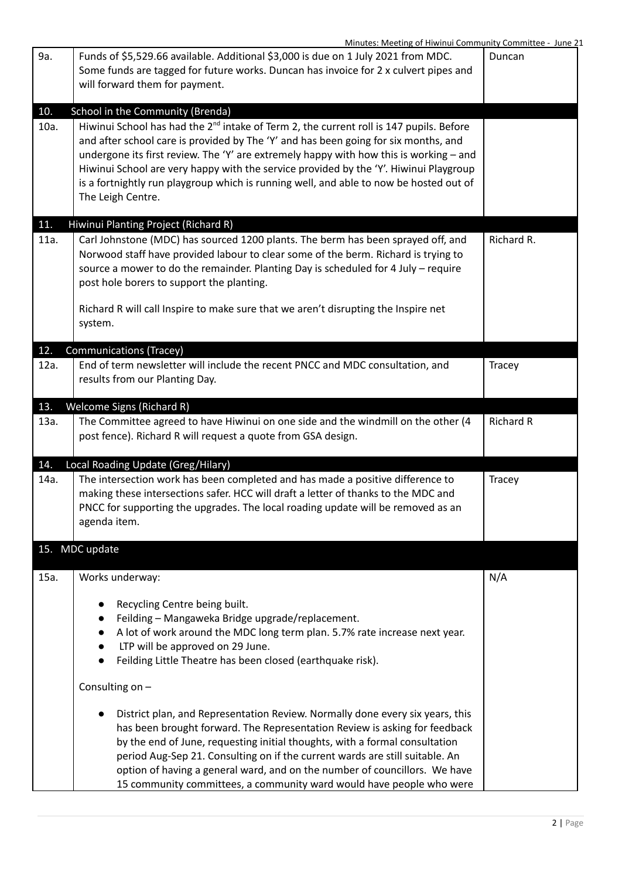| | | |
|---|---|---|
| 9a. | Funds of $5,529.66 available. Additional $3,000 is due on 1 July 2021 from MDC. Some funds are tagged for future works. Duncan has invoice for 2 x culvert pipes and will forward them for payment. | Duncan |
| **10.** | **School in the Community (Brenda)** | |
| 10a. | Hiwinui School has had the 2nd intake of Term 2, the current roll is 147 pupils. Before and after school care is provided by The 'Y' and has been going for six months, and undergone its first review. The 'Y' are extremely happy with how this is working – and Hiwinui School are very happy with the service provided by the 'Y'. Hiwinui Playgroup is a fortnightly run playgroup which is running well, and able to now be hosted out of The Leigh Centre. | |
| **11.** | **Hiwinui Planting Project (Richard R)** | |
| 11a. | Carl Johnstone (MDC) has sourced 1200 plants. The berm has been sprayed off, and Norwood staff have provided labour to clear some of the berm. Richard is trying to source a mower to do the remainder. Planting Day is scheduled for 4 July – require post hole borers to support the planting.<br><br>Richard R will call Inspire to make sure that we aren't disrupting the Inspire net system. | Richard R. |
| **12.** | **Communications (Tracey)** | |
| 12a. | End of term newsletter will include the recent PNCC and MDC consultation, and results from our Planting Day. | Tracey |
| **13.** | **Welcome Signs (Richard R)** | |
| 13a. | The Committee agreed to have Hiwinui on one side and the windmill on the other (4 post fence). Richard R will request a quote from GSA design. | Richard R |
| **14.** | **Local Roading Update (Greg/Hilary)** | |
| 14a. | The intersection work has been completed and has made a positive difference to making these intersections safer. HCC will draft a letter of thanks to the MDC and PNCC for supporting the upgrades. The local roading update will be removed as an agenda item. | Tracey |
| **15.** | **MDC update** | |
| 15a. | Works underway:<br><br>• Recycling Centre being built.<br>• Feilding – Mangaweka Bridge upgrade/replacement.<br>• A lot of work around the MDC long term plan. 5.7% rate increase next year.<br>• LTP will be approved on 29 June.<br>• Feilding Little Theatre has been closed (earthquake risk).<br><br>Consulting on –<br><br>• District plan, and Representation Review. Normally done every six years, this has been brought forward. The Representation Review is asking for feedback by the end of June, requesting initial thoughts, with a formal consultation period Aug-Sep 21. Consulting on if the current wards are still suitable. An option of having a general ward, and on the number of councillors. We have 15 community committees, a community ward would have people who were | N/A |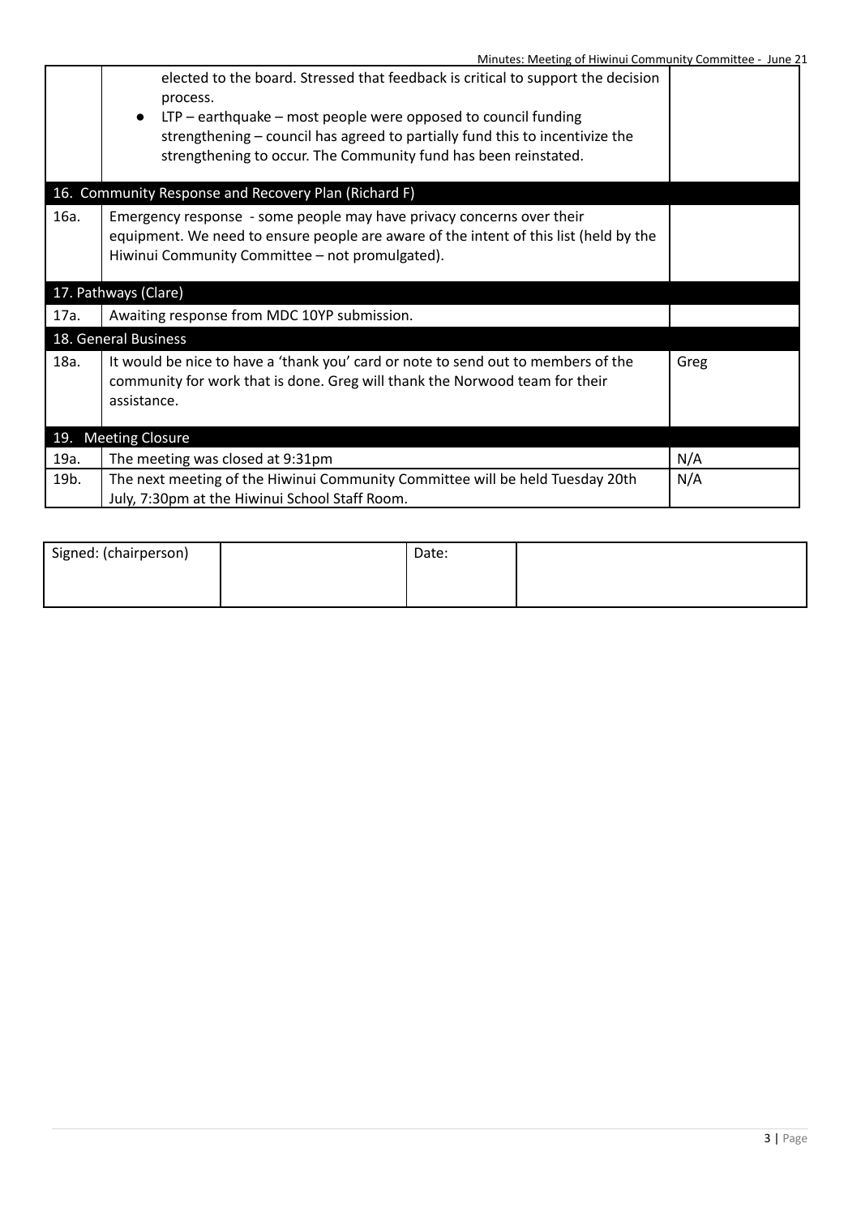| | | |
|---|---|---|
| | elected to the board. Stressed that feedback is critical to support the decision process.<br>● LTP – earthquake – most people were opposed to council funding strengthening – council has agreed to partially fund this to incentivize the strengthening to occur. The Community fund has been reinstated. | |
| **16. Community Response and Recovery Plan (Richard F)** | | |
| 16a. | Emergency response - some people may have privacy concerns over their equipment. We need to ensure people are aware of the intent of this list (held by the Hiwinui Community Committee – not promulgated). | |
| **17. Pathways (Clare)** | | |
| 17a. | Awaiting response from MDC 10YP submission. | |
| **18. General Business** | | |
| 18a. | It would be nice to have a 'thank you' card or note to send out to members of the community for work that is done. Greg will thank the Norwood team for their assistance. | Greg |
| **19. Meeting Closure** | | |
| 19a. | The meeting was closed at 9:31pm | N/A |
| 19b. | The next meeting of the Hiwinui Community Committee will be held Tuesday 20th July, 7:30pm at the Hiwinui School Staff Room. | N/A |

| | | | |
|---|---|---|---|
| Signed: (chairperson) | | Date: | |